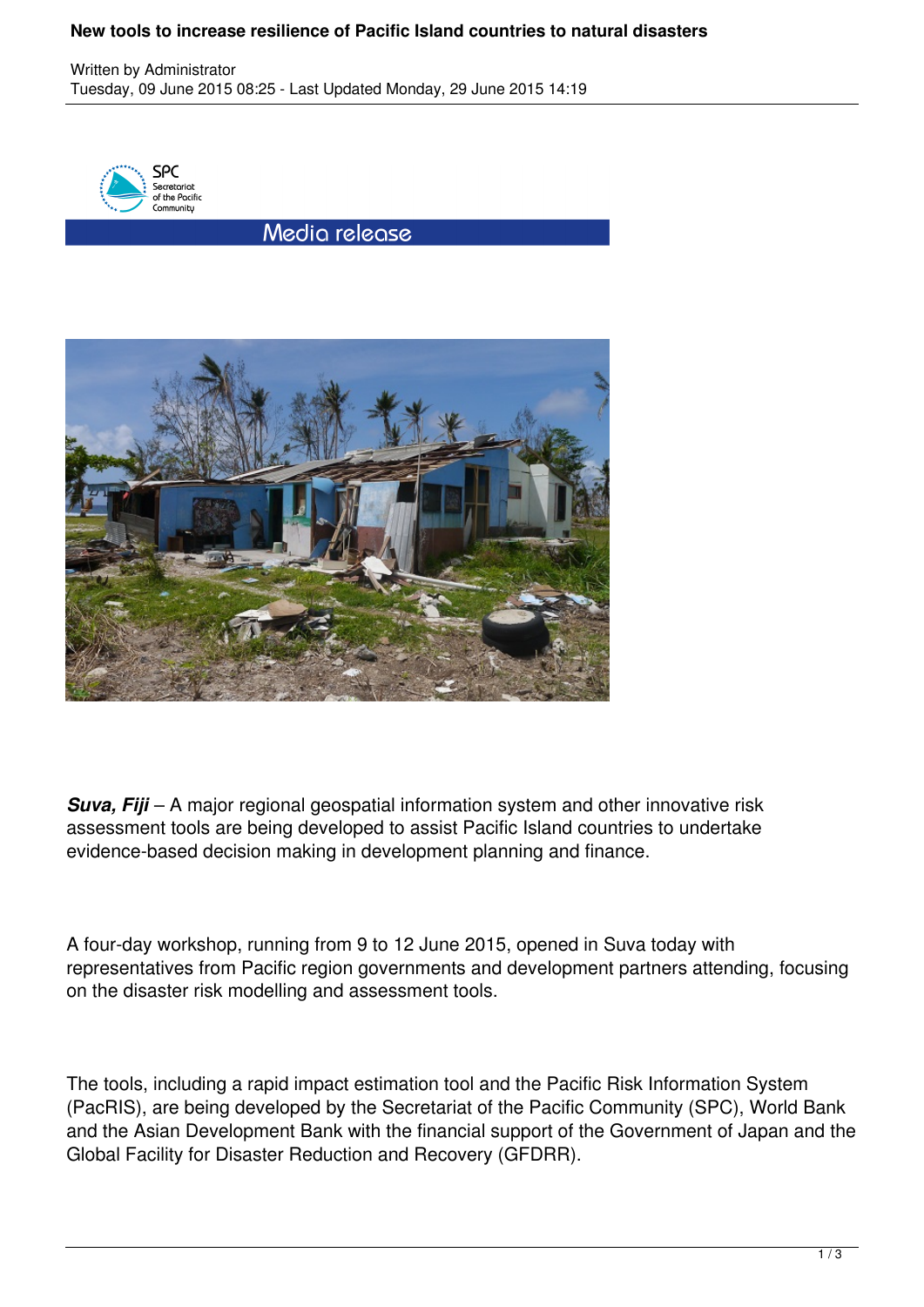# New tools to increase resilience of Pacific Island countries to natural disasters

Written by Administrator
Tuesday, 09 June 2015 08:25 - Last Updated Monday, 29 June 2015 14:19

SPC Secretariat of the Pacific Community

Media release

***Suva, Fiji*** – A major regional geospatial information system and other innovative risk assessment tools are being developed to assist Pacific Island countries to undertake evidence-based decision making in development planning and finance.

A four-day workshop, running from 9 to 12 June 2015, opened in Suva today with representatives from Pacific region governments and development partners attending, focusing on the disaster risk modelling and assessment tools.

The tools, including a rapid impact estimation tool and the Pacific Risk Information System (PacRIS), are being developed by the Secretariat of the Pacific Community (SPC), World Bank and the Asian Development Bank with the financial support of the Government of Japan and the Global Facility for Disaster Reduction and Recovery (GFDRR).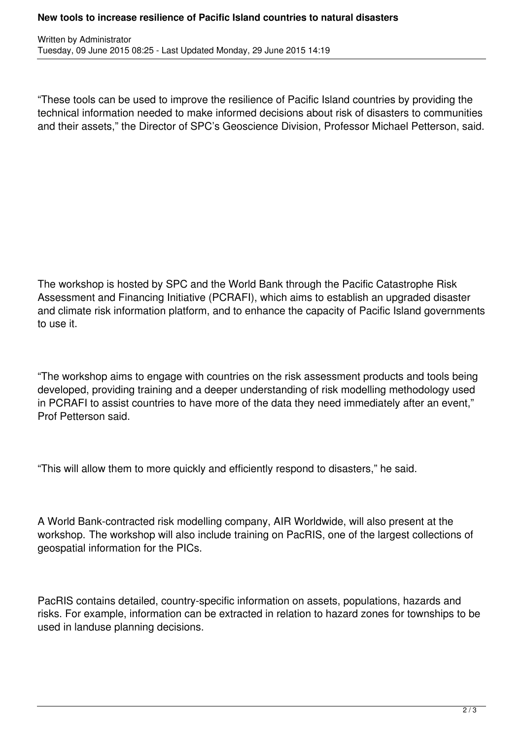“These tools can be used to improve the resilience of Pacific Island countries by providing the technical information needed to make informed decisions about risk of disasters to communities and their assets,” the Director of SPC’s Geoscience Division, Professor Michael Petterson, said.

The workshop is hosted by SPC and the World Bank through the Pacific Catastrophe Risk Assessment and Financing Initiative (PCRAFI), which aims to establish an upgraded disaster and climate risk information platform, and to enhance the capacity of Pacific Island governments to use it.

“The workshop aims to engage with countries on the risk assessment products and tools being developed, providing training and a deeper understanding of risk modelling methodology used in PCRAFI to assist countries to have more of the data they need immediately after an event,” Prof Petterson said.

“This will allow them to more quickly and efficiently respond to disasters,” he said.

A World Bank-contracted risk modelling company, AIR Worldwide, will also present at the workshop. The workshop will also include training on PacRIS, one of the largest collections of geospatial information for the PICs.

PacRIS contains detailed, country-specific information on assets, populations, hazards and risks. For example, information can be extracted in relation to hazard zones for townships to be used in landuse planning decisions.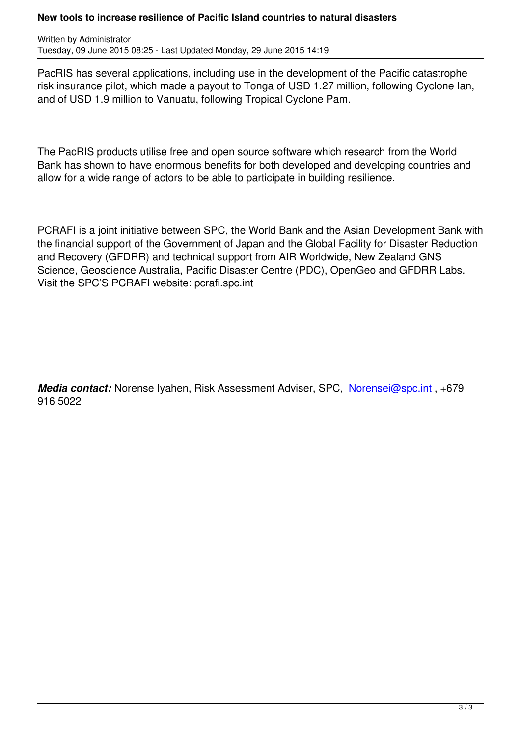PacRIS has several applications, including use in the development of the Pacific catastrophe risk insurance pilot, which made a payout to Tonga of USD 1.27 million, following Cyclone Ian, and of USD 1.9 million to Vanuatu, following Tropical Cyclone Pam.

The PacRIS products utilise free and open source software which research from the World Bank has shown to have enormous benefits for both developed and developing countries and allow for a wide range of actors to be able to participate in building resilience.

PCRAFI is a joint initiative between SPC, the World Bank and the Asian Development Bank with the financial support of the Government of Japan and the Global Facility for Disaster Reduction and Recovery (GFDRR) and technical support from AIR Worldwide, New Zealand GNS Science, Geoscience Australia, Pacific Disaster Centre (PDC), OpenGeo and GFDRR Labs. Visit the SPC'S PCRAFI website: pcrafi.spc.int

***Media contact:*** Norense Iyahen, Risk Assessment Adviser, SPC, Norensei@spc.int , +679 916 5022